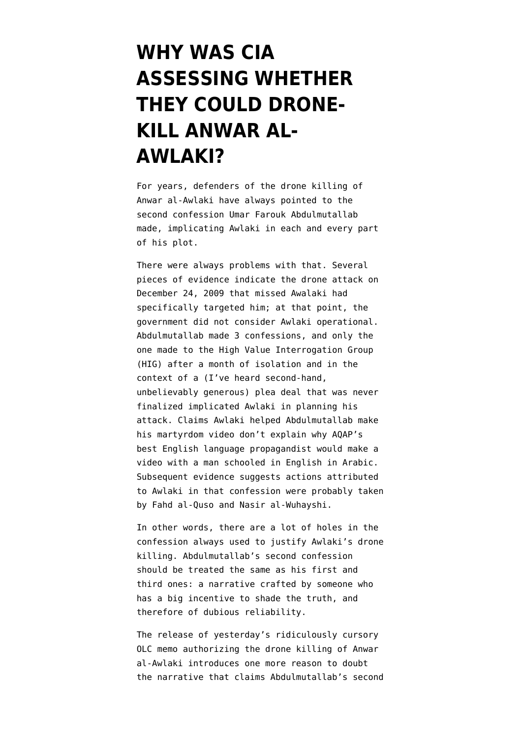# WHY WAS CIA ASSESSING WHETHER THEY COULD DRONE-KILL ANWAR AL-AWLAKI?

For years, defenders of the drone killing of Anwar al-Awlaki have always pointed to the second confession Umar Farouk Abdulmutallab made, implicating Awlaki in each and every part of his plot.

There were always problems with that. Several pieces of evidence indicate the drone attack on December 24, 2009 that missed Awalaki had specifically targeted him; at that point, the government did not consider Awlaki operational. Abdulmutallab made 3 confessions, and only the one made to the High Value Interrogation Group (HIG) after a month of isolation and in the context of a (I've heard second-hand, unbelievably generous) plea deal that was never finalized implicated Awlaki in planning his attack. Claims Awlaki helped Abdulmutallab make his martyrdom video don't explain why AQAP's best English language propagandist would make a video with a man schooled in English in Arabic. Subsequent evidence suggests actions attributed to Awlaki in that confession were probably taken by Fahd al-Quso and Nasir al-Wuhayshi.

In other words, there are a lot of holes in the confession always used to justify Awlaki's drone killing. Abdulmutallab's second confession should be treated the same as his first and third ones: a narrative crafted by someone who has a big incentive to shade the truth, and therefore of dubious reliability.

The release of yesterday's ridiculously cursory OLC memo authorizing the drone killing of Anwar al-Awlaki introduces one more reason to doubt the narrative that claims Abdulmutallab's second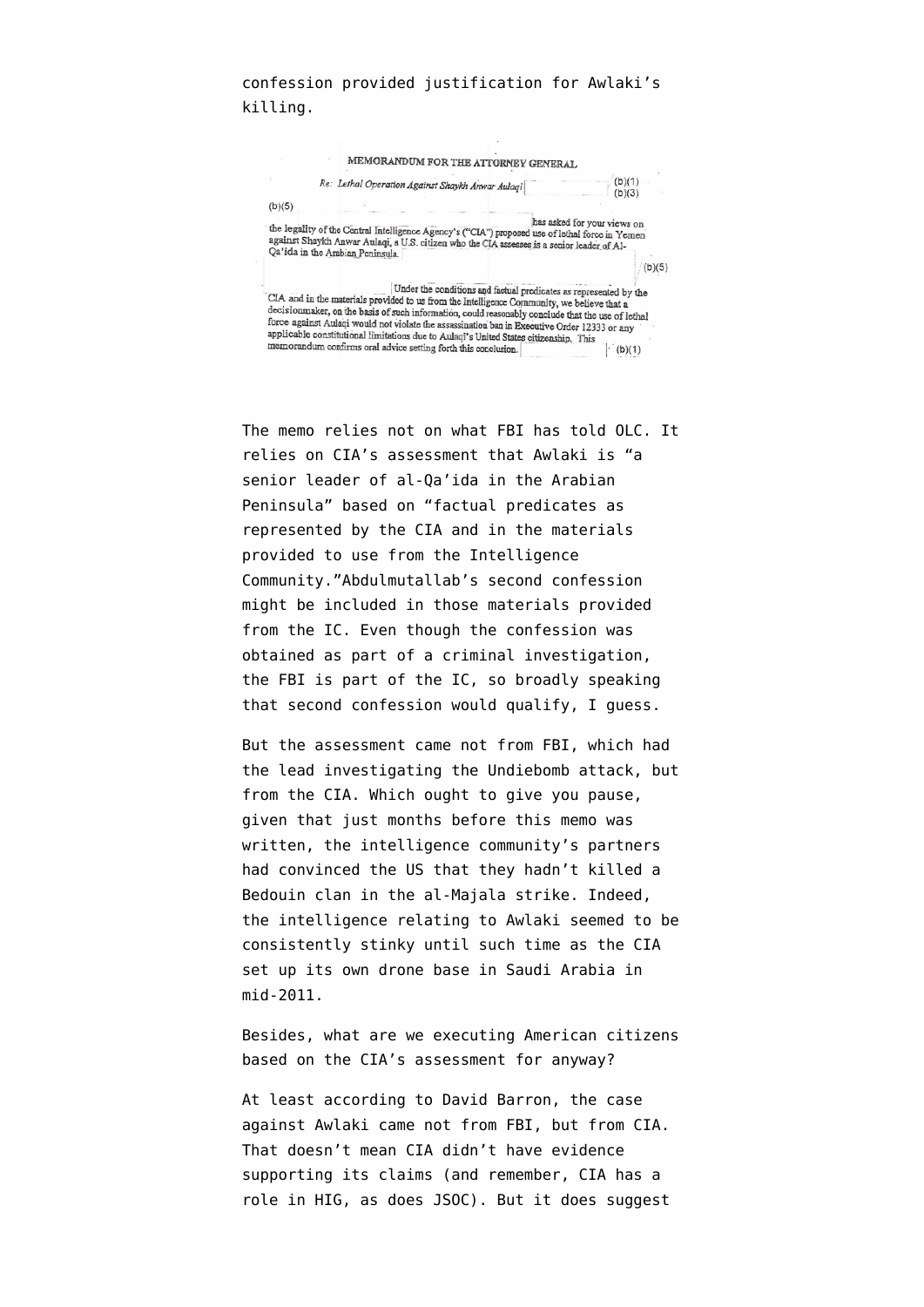confession provided justification for Awlaki's killing.

> MEMORANDUM FOR THE ATTORNEY GENERAL
>
> *Re: Lethal Operation Against Shaykh Anwar Aulaqi* (b)(1) (b)(3)
>
> (b)(5) has asked for your views on the legality of the Central Intelligence Agency's ("CIA") proposed use of lethal force in Yemen against Shaykh Anwar Aulaqi, a U.S. citizen who the CIA assesses is a senior leader of Al-Qa'ida in the Arabian Peninsula. (b)(5)
>
> Under the conditions and factual predicates as represented by the CIA and in the materials provided to us from the Intelligence Community, we believe that a decisionmaker, on the basis of such information, could reasonably conclude that the use of lethal force against Aulaqi would not violate the assassination ban in Executive Order 12333 or any applicable constitutional limitations due to Aulaqi's United States citizenship. This memorandum confirms oral advice setting forth this conclusion. (b)(1)

The memo relies not on what FBI has told OLC. It relies on CIA's assessment that Awlaki is "a senior leader of al-Qa'ida in the Arabian Peninsula" based on "factual predicates as represented by the CIA and in the materials provided to use from the Intelligence Community."Abdulmutallab's second confession might be included in those materials provided from the IC. Even though the confession was obtained as part of a criminal investigation, the FBI is part of the IC, so broadly speaking that second confession would qualify, I guess.

But the assessment came not from FBI, which had the lead investigating the Undiebomb attack, but from the CIA. Which ought to give you pause, given that just months before this memo was written, the intelligence community's partners had convinced the US that they hadn't killed a Bedouin clan in the al-Majala strike. Indeed, the intelligence relating to Awlaki seemed to be consistently stinky until such time as the CIA set up its own drone base in Saudi Arabia in mid-2011.

Besides, what are we executing American citizens based on the CIA's assessment for anyway?

At least according to David Barron, the case against Awlaki came not from FBI, but from CIA. That doesn't mean CIA didn't have evidence supporting its claims (and remember, CIA has a role in HIG, as does JSOC). But it does suggest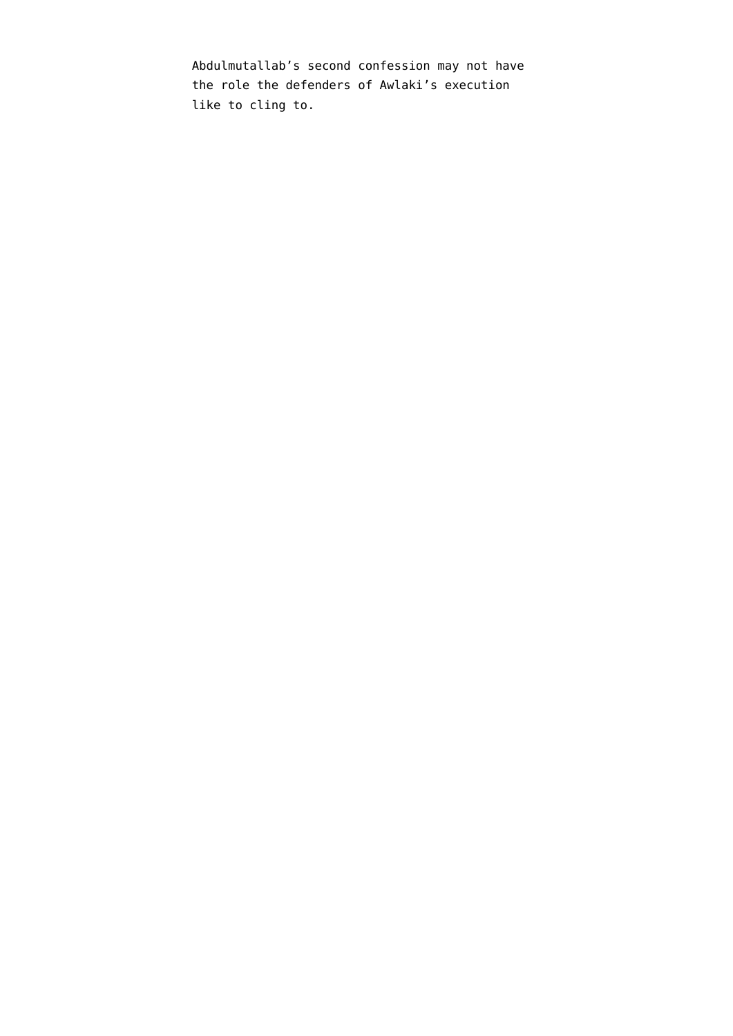Abdulmutallab’s second confession may not have the role the defenders of Awlaki’s execution like to cling to.